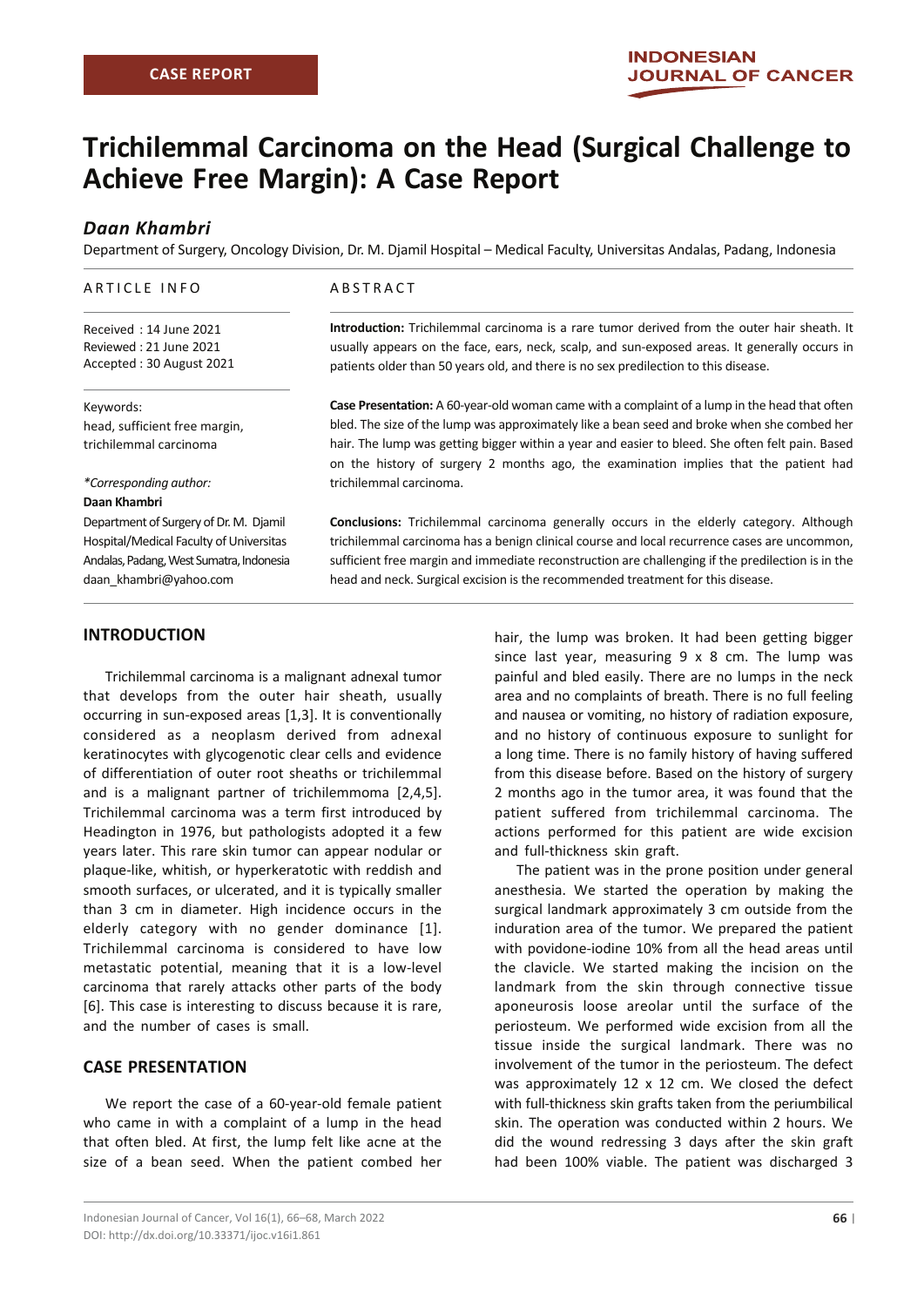CASE REPORT

# Trichilemmal Carcinoma on the Head (Surgical Challenge to Achieve Free Margin): A Case Report

***Daan Khambri***

Department of Surgery, Oncology Division, Dr. M. Djamil Hospital – Medical Faculty, Universitas Andalas, Padang, Indonesia

**ARTICLE INFO**

Received : 14 June 2021
Reviewed : 21 June 2021
Accepted : 30 August 2021

Keywords:
head, sufficient free margin, trichilemmal carcinoma

*\*Corresponding author:*
**Daan Khambri**
Department of Surgery of Dr. M. Djamil Hospital/Medical Faculty of Universitas Andalas, Padang, West Sumatra, Indonesia
daan_khambri@yahoo.com

**ABSTRACT**

**Introduction:** Trichilemmal carcinoma is a rare tumor derived from the outer hair sheath. It usually appears on the face, ears, neck, scalp, and sun-exposed areas. It generally occurs in patients older than 50 years old, and there is no sex predilection to this disease.

**Case Presentation:** A 60-year-old woman came with a complaint of a lump in the head that often bled. The size of the lump was approximately like a bean seed and broke when she combed her hair. The lump was getting bigger within a year and easier to bleed. She often felt pain. Based on the history of surgery 2 months ago, the examination implies that the patient had trichilemmal carcinoma.

**Conclusions:** Trichilemmal carcinoma generally occurs in the elderly category. Although trichilemmal carcinoma has a benign clinical course and local recurrence cases are uncommon, sufficient free margin and immediate reconstruction are challenging if the predilection is in the head and neck. Surgical excision is the recommended treatment for this disease.

## INTRODUCTION

Trichilemmal carcinoma is a malignant adnexal tumor that develops from the outer hair sheath, usually occurring in sun-exposed areas [1,3]. It is conventionally considered as a neoplasm derived from adnexal keratinocytes with glycogenotic clear cells and evidence of differentiation of outer root sheaths or trichilemmal and is a malignant partner of trichilemmoma [2,4,5]. Trichilemmal carcinoma was a term first introduced by Headington in 1976, but pathologists adopted it a few years later. This rare skin tumor can appear nodular or plaque-like, whitish, or hyperkeratotic with reddish and smooth surfaces, or ulcerated, and it is typically smaller than 3 cm in diameter. High incidence occurs in the elderly category with no gender dominance [1]. Trichilemmal carcinoma is considered to have low metastatic potential, meaning that it is a low-level carcinoma that rarely attacks other parts of the body [6]. This case is interesting to discuss because it is rare, and the number of cases is small.

## CASE PRESENTATION

We report the case of a 60-year-old female patient who came in with a complaint of a lump in the head that often bled. At first, the lump felt like acne at the size of a bean seed. When the patient combed her hair, the lump was broken. It had been getting bigger since last year, measuring 9 x 8 cm. The lump was painful and bled easily. There are no lumps in the neck area and no complaints of breath. There is no full feeling and nausea or vomiting, no history of radiation exposure, and no history of continuous exposure to sunlight for a long time. There is no family history of having suffered from this disease before. Based on the history of surgery 2 months ago in the tumor area, it was found that the patient suffered from trichilemmal carcinoma. The actions performed for this patient are wide excision and full-thickness skin graft.

The patient was in the prone position under general anesthesia. We started the operation by making the surgical landmark approximately 3 cm outside from the induration area of the tumor. We prepared the patient with povidone-iodine 10% from all the head areas until the clavicle. We started making the incision on the landmark from the skin through connective tissue aponeurosis loose areolar until the surface of the periosteum. We performed wide excision from all the tissue inside the surgical landmark. There was no involvement of the tumor in the periosteum. The defect was approximately 12 x 12 cm. We closed the defect with full-thickness skin grafts taken from the periumbilical skin. The operation was conducted within 2 hours. We did the wound redressing 3 days after the skin graft had been 100% viable. The patient was discharged 3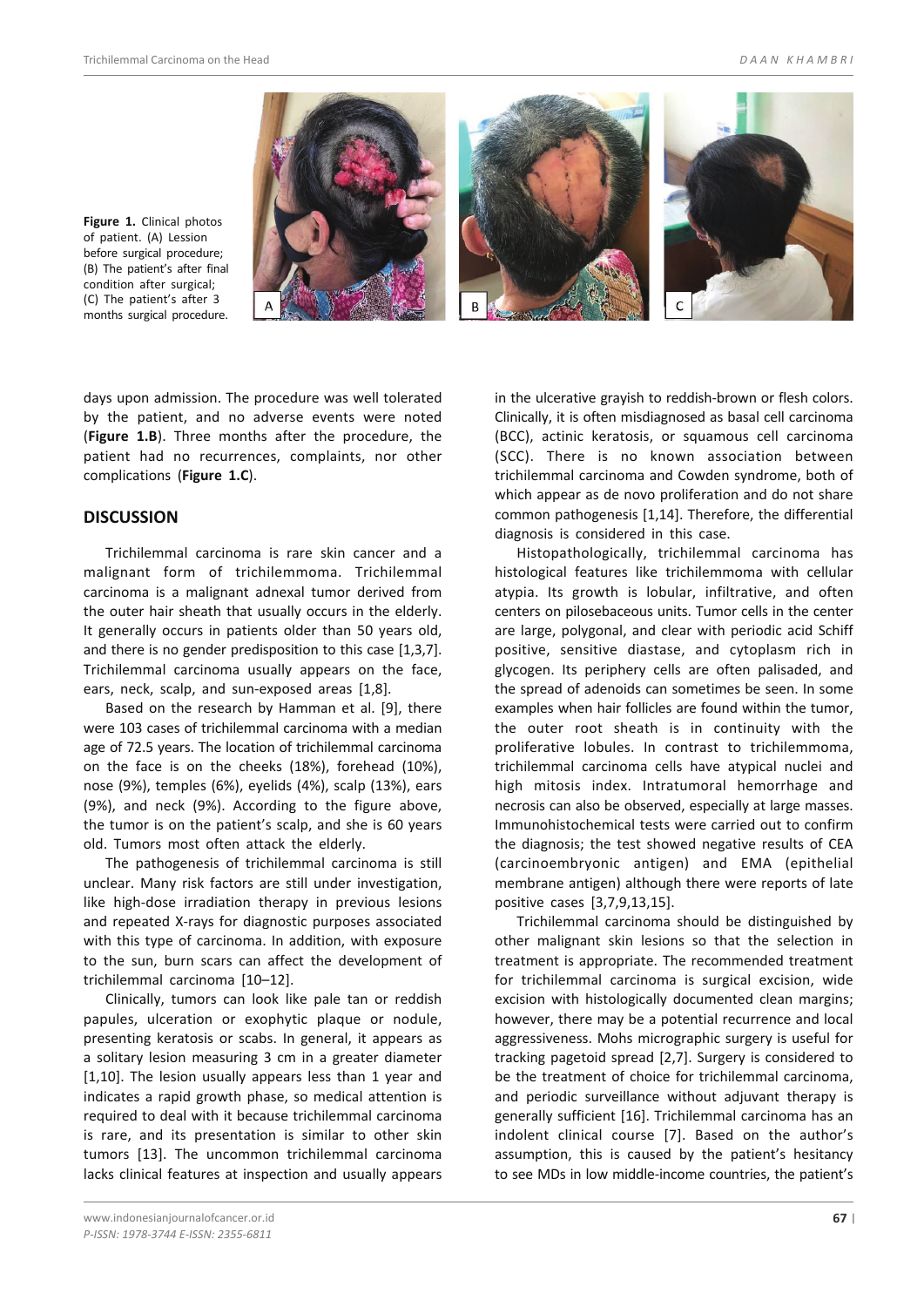**Figure 1.** Clinical photos of patient. (A) Lesion before surgical procedure; (B) The patient's after final condition after surgical; (C) The patient's after 3 months surgical procedure.

days upon admission. The procedure was well tolerated by the patient, and no adverse events were noted (**Figure 1.B**). Three months after the procedure, the patient had no recurrences, complaints, nor other complications (**Figure 1.C**).

## DISCUSSION

Trichilemmal carcinoma is rare skin cancer and a malignant form of trichilemmoma. Trichilemmal carcinoma is a malignant adnexal tumor derived from the outer hair sheath that usually occurs in the elderly. It generally occurs in patients older than 50 years old, and there is no gender predisposition to this case [1,3,7]. Trichilemmal carcinoma usually appears on the face, ears, neck, scalp, and sun-exposed areas [1,8].

Based on the research by Hamman et al. [9], there were 103 cases of trichilemmal carcinoma with a median age of 72.5 years. The location of trichilemmal carcinoma on the face is on the cheeks (18%), forehead (10%), nose (9%), temples (6%), eyelids (4%), scalp (13%), ears (9%), and neck (9%). According to the figure above, the tumor is on the patient's scalp, and she is 60 years old. Tumors most often attack the elderly.

The pathogenesis of trichilemmal carcinoma is still unclear. Many risk factors are still under investigation, like high-dose irradiation therapy in previous lesions and repeated X-rays for diagnostic purposes associated with this type of carcinoma. In addition, with exposure to the sun, burn scars can affect the development of trichilemmal carcinoma [10–12].

Clinically, tumors can look like pale tan or reddish papules, ulceration or exophytic plaque or nodule, presenting keratosis or scabs. In general, it appears as a solitary lesion measuring 3 cm in a greater diameter [1,10]. The lesion usually appears less than 1 year and indicates a rapid growth phase, so medical attention is required to deal with it because trichilemmal carcinoma is rare, and its presentation is similar to other skin tumors [13]. The uncommon trichilemmal carcinoma lacks clinical features at inspection and usually appears in the ulcerative grayish to reddish-brown or flesh colors. Clinically, it is often misdiagnosed as basal cell carcinoma (BCC), actinic keratosis, or squamous cell carcinoma (SCC). There is no known association between trichilemmal carcinoma and Cowden syndrome, both of which appear as de novo proliferation and do not share common pathogenesis [1,14]. Therefore, the differential diagnosis is considered in this case.

Histopathologically, trichilemmal carcinoma has histological features like trichilemmoma with cellular atypia. Its growth is lobular, infiltrative, and often centers on pilosebaceous units. Tumor cells in the center are large, polygonal, and clear with periodic acid Schiff positive, sensitive diastase, and cytoplasm rich in glycogen. Its periphery cells are often palisaded, and the spread of adenoids can sometimes be seen. In some examples when hair follicles are found within the tumor, the outer root sheath is in continuity with the proliferative lobules. In contrast to trichilemmoma, trichilemmal carcinoma cells have atypical nuclei and high mitosis index. Intratumoral hemorrhage and necrosis can also be observed, especially at large masses. Immunohistochemical tests were carried out to confirm the diagnosis; the test showed negative results of CEA (carcinoembryonic antigen) and EMA (epithelial membrane antigen) although there were reports of late positive cases [3,7,9,13,15].

Trichilemmal carcinoma should be distinguished by other malignant skin lesions so that the selection in treatment is appropriate. The recommended treatment for trichilemmal carcinoma is surgical excision, wide excision with histologically documented clean margins; however, there may be a potential recurrence and local aggressiveness. Mohs micrographic surgery is useful for tracking pagetoid spread [2,7]. Surgery is considered to be the treatment of choice for trichilemmal carcinoma, and periodic surveillance without adjuvant therapy is generally sufficient [16]. Trichilemmal carcinoma has an indolent clinical course [7]. Based on the author's assumption, this is caused by the patient's hesitancy to see MDs in low middle-income countries, the patient's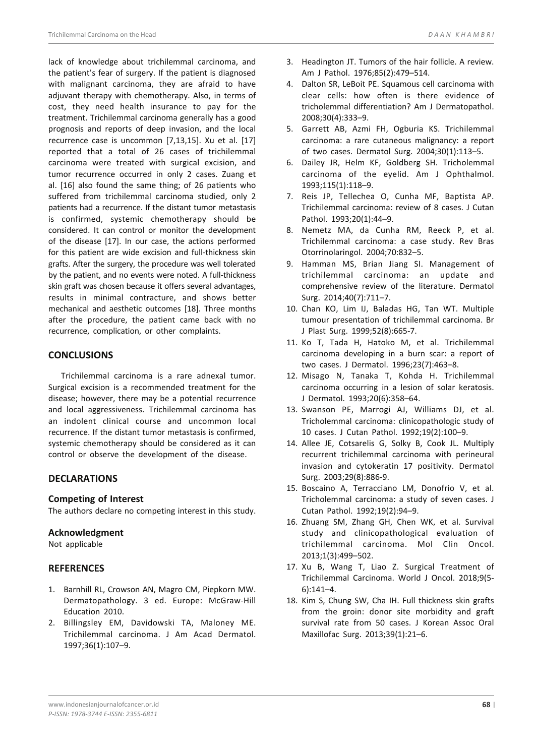lack of knowledge about trichilemmal carcinoma, and the patient's fear of surgery. If the patient is diagnosed with malignant carcinoma, they are afraid to have adjuvant therapy with chemotherapy. Also, in terms of cost, they need health insurance to pay for the treatment. Trichilemmal carcinoma generally has a good prognosis and reports of deep invasion, and the local recurrence case is uncommon [7,13,15]. Xu et al. [17] reported that a total of 26 cases of trichilemmal carcinoma were treated with surgical excision, and tumor recurrence occurred in only 2 cases. Zuang et al. [16] also found the same thing; of 26 patients who suffered from trichilemmal carcinoma studied, only 2 patients had a recurrence. If the distant tumor metastasis is confirmed, systemic chemotherapy should be considered. It can control or monitor the development of the disease [17]. In our case, the actions performed for this patient are wide excision and full-thickness skin grafts. After the surgery, the procedure was well tolerated by the patient, and no events were noted. A full-thickness skin graft was chosen because it offers several advantages, results in minimal contracture, and shows better mechanical and aesthetic outcomes [18]. Three months after the procedure, the patient came back with no recurrence, complication, or other complaints.

## CONCLUSIONS

Trichilemmal carcinoma is a rare adnexal tumor. Surgical excision is a recommended treatment for the disease; however, there may be a potential recurrence and local aggressiveness. Trichilemmal carcinoma has an indolent clinical course and uncommon local recurrence. If the distant tumor metastasis is confirmed, systemic chemotherapy should be considered as it can control or observe the development of the disease.

## DECLARATIONS

### Competing of Interest

The authors declare no competing interest in this study.

### Acknowledgment

Not applicable

## REFERENCES

1. Barnhill RL, Crowson AN, Magro CM, Piepkorn MW. Dermatopathology. 3 ed. Europe: McGraw-Hill Education 2010.
2. Billingsley EM, Davidowski TA, Maloney ME. Trichilemmal carcinoma. J Am Acad Dermatol. 1997;36(1):107–9.
3. Headington JT. Tumors of the hair follicle. A review. Am J Pathol. 1976;85(2):479–514.
4. Dalton SR, LeBoit PE. Squamous cell carcinoma with clear cells: how often is there evidence of tricholemmal differentiation? Am J Dermatopathol. 2008;30(4):333–9.
5. Garrett AB, Azmi FH, Ogburia KS. Trichilemmal carcinoma: a rare cutaneous malignancy: a report of two cases. Dermatol Surg. 2004;30(1):113–5.
6. Dailey JR, Helm KF, Goldberg SH. Tricholemmal carcinoma of the eyelid. Am J Ophthalmol. 1993;115(1):118–9.
7. Reis JP, Tellechea O, Cunha MF, Baptista AP. Trichilemmal carcinoma: review of 8 cases. J Cutan Pathol. 1993;20(1):44–9.
8. Nemetz MA, da Cunha RM, Reeck P, et al. Trichilemmal carcinoma: a case study. Rev Bras Otorrinolaringol. 2004;70:832–5.
9. Hamman MS, Brian Jiang SI. Management of trichilemmal carcinoma: an update and comprehensive review of the literature. Dermatol Surg. 2014;40(7):711–7.
10. Chan KO, Lim IJ, Baladas HG, Tan WT. Multiple tumour presentation of trichilemmal carcinoma. Br J Plast Surg. 1999;52(8):665-7.
11. Ko T, Tada H, Hatoko M, et al. Trichilemmal carcinoma developing in a burn scar: a report of two cases. J Dermatol. 1996;23(7):463–8.
12. Misago N, Tanaka T, Kohda H. Trichilemmal carcinoma occurring in a lesion of solar keratosis. J Dermatol. 1993;20(6):358–64.
13. Swanson PE, Marrogi AJ, Williams DJ, et al. Tricholemmal carcinoma: clinicopathologic study of 10 cases. J Cutan Pathol. 1992;19(2):100–9.
14. Allee JE, Cotsarelis G, Solky B, Cook JL. Multiply recurrent trichilemmal carcinoma with perineural invasion and cytokeratin 17 positivity. Dermatol Surg. 2003;29(8):886-9.
15. Boscaino A, Terracciano LM, Donofrio V, et al. Tricholemmal carcinoma: a study of seven cases. J Cutan Pathol. 1992;19(2):94–9.
16. Zhuang SM, Zhang GH, Chen WK, et al. Survival study and clinicopathological evaluation of trichilemmal carcinoma. Mol Clin Oncol. 2013;1(3):499–502.
17. Xu B, Wang T, Liao Z. Surgical Treatment of Trichilemmal Carcinoma. World J Oncol. 2018;9(5-6):141–4.
18. Kim S, Chung SW, Cha IH. Full thickness skin grafts from the groin: donor site morbidity and graft survival rate from 50 cases. J Korean Assoc Oral Maxillofac Surg. 2013;39(1):21–6.